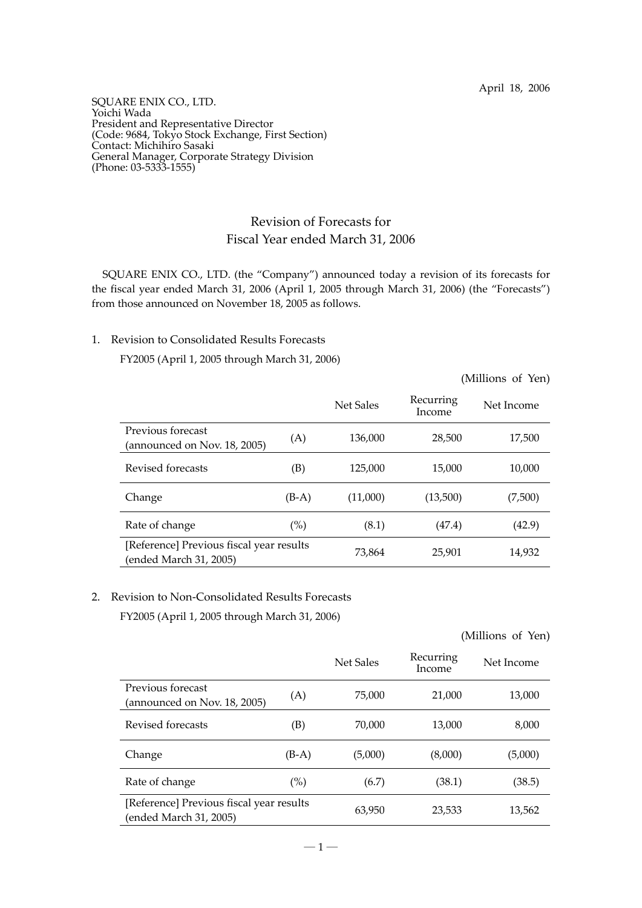April 18, 2006

SQUARE ENIX CO., LTD.
Yoichi Wada
President and Representative Director
(Code: 9684, Tokyo Stock Exchange, First Section)
Contact: Michihiro Sasaki
General Manager, Corporate Strategy Division
(Phone: 03-5333-1555)

# Revision of Forecasts for Fiscal Year ended March 31, 2006

SQUARE ENIX CO., LTD. (the "Company") announced today a revision of its forecasts for the fiscal year ended March 31, 2006 (April 1, 2005 through March 31, 2006) (the "Forecasts") from those announced on November 18, 2005 as follows.

## 1. Revision to Consolidated Results Forecasts

FY2005 (April 1, 2005 through March 31, 2006)

(Millions of Yen)

| | | Net Sales | Recurring Income | Net Income |
|---|---|---|---|---|
| Previous forecast (announced on Nov. 18, 2005) | (A) | 136,000 | 28,500 | 17,500 |
| Revised forecasts | (B) | 125,000 | 15,000 | 10,000 |
| Change | (B-A) | (11,000) | (13,500) | (7,500) |
| Rate of change | (%) | (8.1) | (47.4) | (42.9) |
| [Reference] Previous fiscal year results (ended March 31, 2005) | | 73,864 | 25,901 | 14,932 |

## 2. Revision to Non-Consolidated Results Forecasts

FY2005 (April 1, 2005 through March 31, 2006)

(Millions of Yen)

| | | Net Sales | Recurring Income | Net Income |
|---|---|---|---|---|
| Previous forecast (announced on Nov. 18, 2005) | (A) | 75,000 | 21,000 | 13,000 |
| Revised forecasts | (B) | 70,000 | 13,000 | 8,000 |
| Change | (B-A) | (5,000) | (8,000) | (5,000) |
| Rate of change | (%) | (6.7) | (38.1) | (38.5) |
| [Reference] Previous fiscal year results (ended March 31, 2005) | | 63,950 | 23,533 | 13,562 |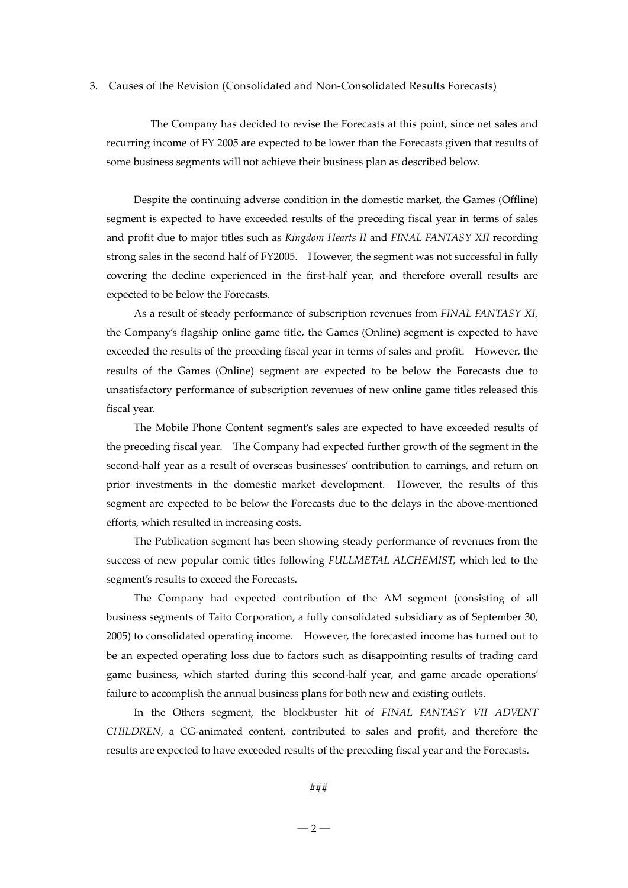3. Causes of the Revision (Consolidated and Non-Consolidated Results Forecasts)

The Company has decided to revise the Forecasts at this point, since net sales and recurring income of FY 2005 are expected to be lower than the Forecasts given that results of some business segments will not achieve their business plan as described below.

Despite the continuing adverse condition in the domestic market, the Games (Offline) segment is expected to have exceeded results of the preceding fiscal year in terms of sales and profit due to major titles such as *Kingdom Hearts II* and *FINAL FANTASY XII* recording strong sales in the second half of FY2005. However, the segment was not successful in fully covering the decline experienced in the first-half year, and therefore overall results are expected to be below the Forecasts.

As a result of steady performance of subscription revenues from *FINAL FANTASY XI,* the Company's flagship online game title, the Games (Online) segment is expected to have exceeded the results of the preceding fiscal year in terms of sales and profit. However, the results of the Games (Online) segment are expected to be below the Forecasts due to unsatisfactory performance of subscription revenues of new online game titles released this fiscal year.

The Mobile Phone Content segment's sales are expected to have exceeded results of the preceding fiscal year. The Company had expected further growth of the segment in the second-half year as a result of overseas businesses' contribution to earnings, and return on prior investments in the domestic market development. However, the results of this segment are expected to be below the Forecasts due to the delays in the above-mentioned efforts, which resulted in increasing costs.

The Publication segment has been showing steady performance of revenues from the success of new popular comic titles following *FULLMETAL ALCHEMIST,* which led to the segment's results to exceed the Forecasts.

The Company had expected contribution of the AM segment (consisting of all business segments of Taito Corporation, a fully consolidated subsidiary as of September 30, 2005) to consolidated operating income. However, the forecasted income has turned out to be an expected operating loss due to factors such as disappointing results of trading card game business, which started during this second-half year, and game arcade operations' failure to accomplish the annual business plans for both new and existing outlets.

In the Others segment, the blockbuster hit of *FINAL FANTASY VII ADVENT CHILDREN,* a CG-animated content, contributed to sales and profit, and therefore the results are expected to have exceeded results of the preceding fiscal year and the Forecasts.

###